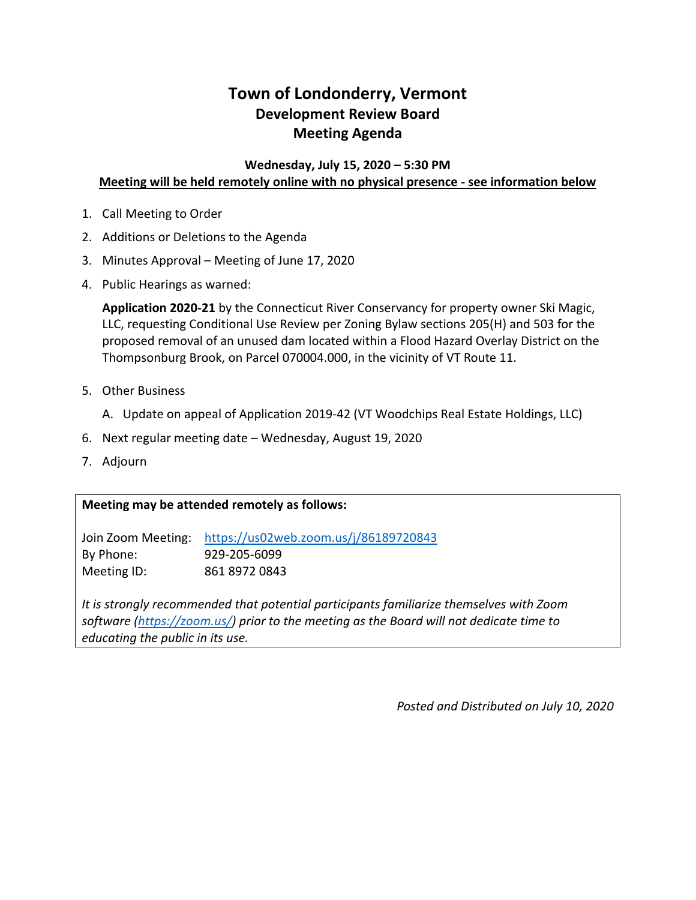# Town of Londonderry, Vermont

## Development Review Board

## Meeting Agenda

**Wednesday, July 15, 2020 – 5:30 PM**

**Meeting will be held remotely online with no physical presence - see information below**

1. Call Meeting to Order
2. Additions or Deletions to the Agenda
3. Minutes Approval – Meeting of June 17, 2020
4. Public Hearings as warned:

   **Application 2020-21** by the Connecticut River Conservancy for property owner Ski Magic, LLC, requesting Conditional Use Review per Zoning Bylaw sections 205(H) and 503 for the proposed removal of an unused dam located within a Flood Hazard Overlay District on the Thompsonburg Brook, on Parcel 070004.000, in the vicinity of VT Route 11.

5. Other Business
   - A. Update on appeal of Application 2019-42 (VT Woodchips Real Estate Holdings, LLC)
6. Next regular meeting date – Wednesday, August 19, 2020
7. Adjourn

**Meeting may be attended remotely as follows:**

Join Zoom Meeting: https://us02web.zoom.us/j/86189720843
By Phone: 929-205-6099
Meeting ID: 861 8972 0843

*It is strongly recommended that potential participants familiarize themselves with Zoom software (https://zoom.us/) prior to the meeting as the Board will not dedicate time to educating the public in its use.*

*Posted and Distributed on July 10, 2020*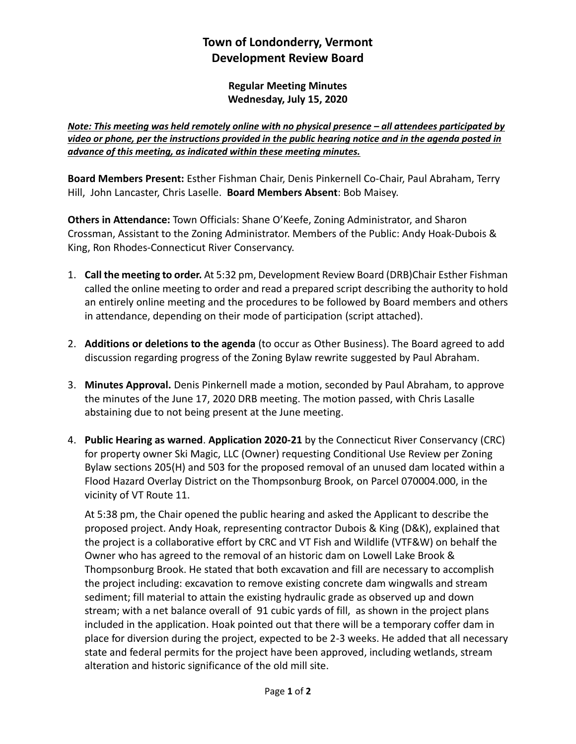# Town of Londonderry, Vermont
# Development Review Board

**Regular Meeting Minutes**
**Wednesday, July 15, 2020**

***Note: This meeting was held remotely online with no physical presence – all attendees participated by video or phone, per the instructions provided in the public hearing notice and in the agenda posted in advance of this meeting, as indicated within these meeting minutes.***

**Board Members Present:** Esther Fishman Chair, Denis Pinkernell Co-Chair, Paul Abraham, Terry Hill, John Lancaster, Chris Laselle. **Board Members Absent**: Bob Maisey.

**Others in Attendance:** Town Officials: Shane O'Keefe, Zoning Administrator, and Sharon Crossman, Assistant to the Zoning Administrator. Members of the Public: Andy Hoak-Dubois & King, Ron Rhodes-Connecticut River Conservancy.

1. **Call the meeting to order.** At 5:32 pm, Development Review Board (DRB)Chair Esther Fishman called the online meeting to order and read a prepared script describing the authority to hold an entirely online meeting and the procedures to be followed by Board members and others in attendance, depending on their mode of participation (script attached).

2. **Additions or deletions to the agenda** (to occur as Other Business). The Board agreed to add discussion regarding progress of the Zoning Bylaw rewrite suggested by Paul Abraham.

3. **Minutes Approval.** Denis Pinkernell made a motion, seconded by Paul Abraham, to approve the minutes of the June 17, 2020 DRB meeting. The motion passed, with Chris Lasalle abstaining due to not being present at the June meeting.

4. **Public Hearing as warned**. **Application 2020-21** by the Connecticut River Conservancy (CRC) for property owner Ski Magic, LLC (Owner) requesting Conditional Use Review per Zoning Bylaw sections 205(H) and 503 for the proposed removal of an unused dam located within a Flood Hazard Overlay District on the Thompsonburg Brook, on Parcel 070004.000, in the vicinity of VT Route 11.

   At 5:38 pm, the Chair opened the public hearing and asked the Applicant to describe the proposed project. Andy Hoak, representing contractor Dubois & King (D&K), explained that the project is a collaborative effort by CRC and VT Fish and Wildlife (VTF&W) on behalf the Owner who has agreed to the removal of an historic dam on Lowell Lake Brook & Thompsonburg Brook. He stated that both excavation and fill are necessary to accomplish the project including: excavation to remove existing concrete dam wingwalls and stream sediment; fill material to attain the existing hydraulic grade as observed up and down stream; with a net balance overall of 91 cubic yards of fill, as shown in the project plans included in the application. Hoak pointed out that there will be a temporary coffer dam in place for diversion during the project, expected to be 2-3 weeks. He added that all necessary state and federal permits for the project have been approved, including wetlands, stream alteration and historic significance of the old mill site.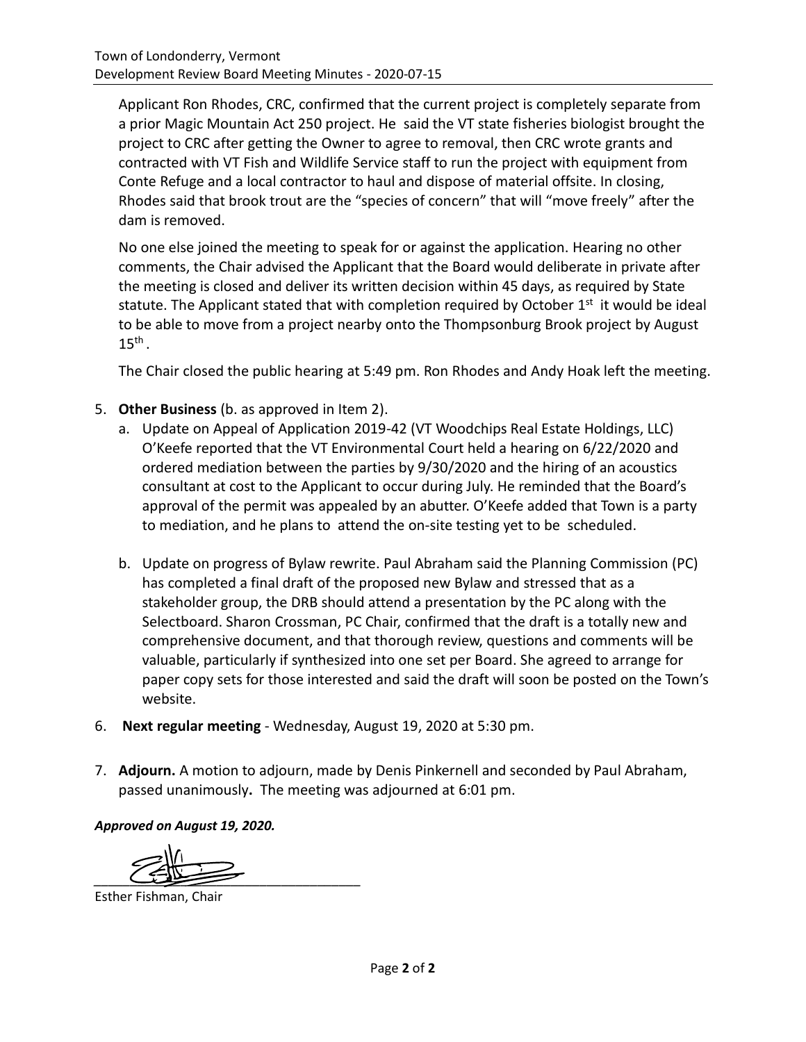Applicant Ron Rhodes, CRC, confirmed that the current project is completely separate from a prior Magic Mountain Act 250 project. He said the VT state fisheries biologist brought the project to CRC after getting the Owner to agree to removal, then CRC wrote grants and contracted with VT Fish and Wildlife Service staff to run the project with equipment from Conte Refuge and a local contractor to haul and dispose of material offsite. In closing, Rhodes said that brook trout are the "species of concern" that will "move freely" after the dam is removed.

No one else joined the meeting to speak for or against the application. Hearing no other comments, the Chair advised the Applicant that the Board would deliberate in private after the meeting is closed and deliver its written decision within 45 days, as required by State statute. The Applicant stated that with completion required by October 1st it would be ideal to be able to move from a project nearby onto the Thompsonburg Brook project by August 15th.

The Chair closed the public hearing at 5:49 pm. Ron Rhodes and Andy Hoak left the meeting.

5. **Other Business** (b. as approved in Item 2).
   a. Update on Appeal of Application 2019-42 (VT Woodchips Real Estate Holdings, LLC) O'Keefe reported that the VT Environmental Court held a hearing on 6/22/2020 and ordered mediation between the parties by 9/30/2020 and the hiring of an acoustics consultant at cost to the Applicant to occur during July. He reminded that the Board's approval of the permit was appealed by an abutter. O'Keefe added that Town is a party to mediation, and he plans to attend the on-site testing yet to be scheduled.

   b. Update on progress of Bylaw rewrite. Paul Abraham said the Planning Commission (PC) has completed a final draft of the proposed new Bylaw and stressed that as a stakeholder group, the DRB should attend a presentation by the PC along with the Selectboard. Sharon Crossman, PC Chair, confirmed that the draft is a totally new and comprehensive document, and that thorough review, questions and comments will be valuable, particularly if synthesized into one set per Board. She agreed to arrange for paper copy sets for those interested and said the draft will soon be posted on the Town's website.

6. **Next regular meeting** - Wednesday, August 19, 2020 at 5:30 pm.

7. **Adjourn.** A motion to adjourn, made by Denis Pinkernell and seconded by Paul Abraham, passed unanimously**.** The meeting was adjourned at 6:01 pm.

***Approved on August 19, 2020.***

\_\_\_\_\_\_\_\_\_\_\_\_\_\_\_\_\_\_\_\_\_\_\_\_\_\_\_\_\_\_\_\_\_\_\_\_\_\_

Esther Fishman, Chair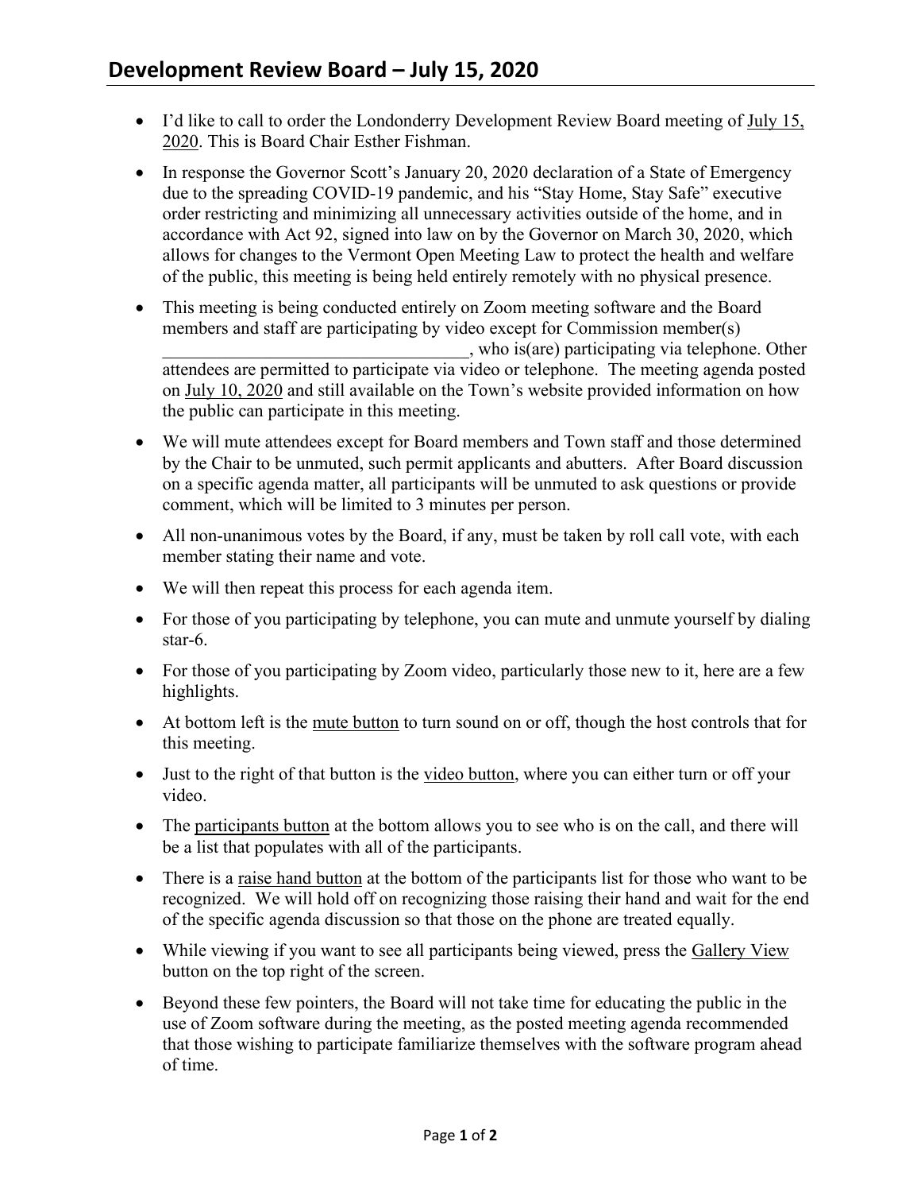## Development Review Board – July 15, 2020

- I'd like to call to order the Londonderry Development Review Board meeting of July 15, 2020. This is Board Chair Esther Fishman.
- In response the Governor Scott's January 20, 2020 declaration of a State of Emergency due to the spreading COVID-19 pandemic, and his "Stay Home, Stay Safe" executive order restricting and minimizing all unnecessary activities outside of the home, and in accordance with Act 92, signed into law on by the Governor on March 30, 2020, which allows for changes to the Vermont Open Meeting Law to protect the health and welfare of the public, this meeting is being held entirely remotely with no physical presence.
- This meeting is being conducted entirely on Zoom meeting software and the Board members and staff are participating by video except for Commission member(s) __________________________________, who is(are) participating via telephone. Other attendees are permitted to participate via video or telephone. The meeting agenda posted on July 10, 2020 and still available on the Town's website provided information on how the public can participate in this meeting.
- We will mute attendees except for Board members and Town staff and those determined by the Chair to be unmuted, such permit applicants and abutters. After Board discussion on a specific agenda matter, all participants will be unmuted to ask questions or provide comment, which will be limited to 3 minutes per person.
- All non-unanimous votes by the Board, if any, must be taken by roll call vote, with each member stating their name and vote.
- We will then repeat this process for each agenda item.
- For those of you participating by telephone, you can mute and unmute yourself by dialing star-6.
- For those of you participating by Zoom video, particularly those new to it, here are a few highlights.
- At bottom left is the mute button to turn sound on or off, though the host controls that for this meeting.
- Just to the right of that button is the video button, where you can either turn or off your video.
- The participants button at the bottom allows you to see who is on the call, and there will be a list that populates with all of the participants.
- There is a raise hand button at the bottom of the participants list for those who want to be recognized. We will hold off on recognizing those raising their hand and wait for the end of the specific agenda discussion so that those on the phone are treated equally.
- While viewing if you want to see all participants being viewed, press the Gallery View button on the top right of the screen.
- Beyond these few pointers, the Board will not take time for educating the public in the use of Zoom software during the meeting, as the posted meeting agenda recommended that those wishing to participate familiarize themselves with the software program ahead of time.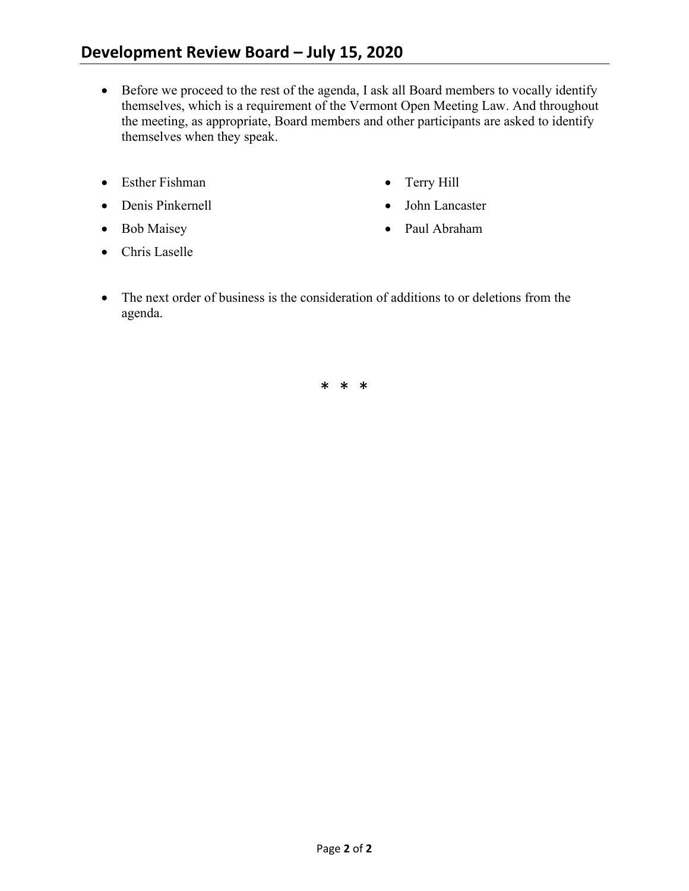- Before we proceed to the rest of the agenda, I ask all Board members to vocally identify themselves, which is a requirement of the Vermont Open Meeting Law. And throughout the meeting, as appropriate, Board members and other participants are asked to identify themselves when they speak.

- Esther Fishman
- Denis Pinkernell
- Bob Maisey
- Chris Laselle
- Terry Hill
- John Lancaster
- Paul Abraham

- The next order of business is the consideration of additions to or deletions from the agenda.

\* \* \*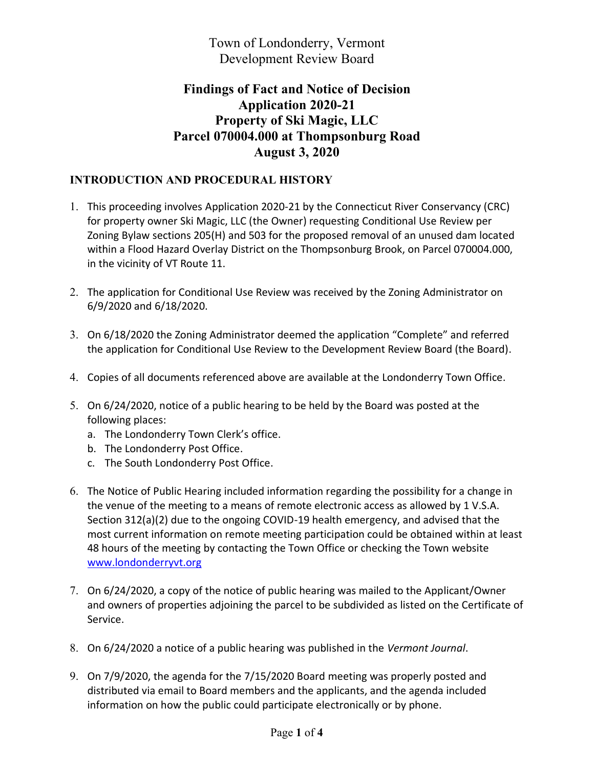Town of Londonderry, Vermont
Development Review Board

# Findings of Fact and Notice of Decision
# Application 2020-21
# Property of Ski Magic, LLC
# Parcel 070004.000 at Thompsonburg Road
# August 3, 2020

## INTRODUCTION AND PROCEDURAL HISTORY

1. This proceeding involves Application 2020-21 by the Connecticut River Conservancy (CRC) for property owner Ski Magic, LLC (the Owner) requesting Conditional Use Review per Zoning Bylaw sections 205(H) and 503 for the proposed removal of an unused dam located within a Flood Hazard Overlay District on the Thompsonburg Brook, on Parcel 070004.000, in the vicinity of VT Route 11.

2. The application for Conditional Use Review was received by the Zoning Administrator on 6/9/2020 and 6/18/2020.

3. On 6/18/2020 the Zoning Administrator deemed the application "Complete" and referred the application for Conditional Use Review to the Development Review Board (the Board).

4. Copies of all documents referenced above are available at the Londonderry Town Office.

5. On 6/24/2020, notice of a public hearing to be held by the Board was posted at the following places:
   a. The Londonderry Town Clerk's office.
   b. The Londonderry Post Office.
   c. The South Londonderry Post Office.

6. The Notice of Public Hearing included information regarding the possibility for a change in the venue of the meeting to a means of remote electronic access as allowed by 1 V.S.A. Section 312(a)(2) due to the ongoing COVID-19 health emergency, and advised that the most current information on remote meeting participation could be obtained within at least 48 hours of the meeting by contacting the Town Office or checking the Town website www.londonderryvt.org

7. On 6/24/2020, a copy of the notice of public hearing was mailed to the Applicant/Owner and owners of properties adjoining the parcel to be subdivided as listed on the Certificate of Service.

8. On 6/24/2020 a notice of a public hearing was published in the *Vermont Journal*.

9. On 7/9/2020, the agenda for the 7/15/2020 Board meeting was properly posted and distributed via email to Board members and the applicants, and the agenda included information on how the public could participate electronically or by phone.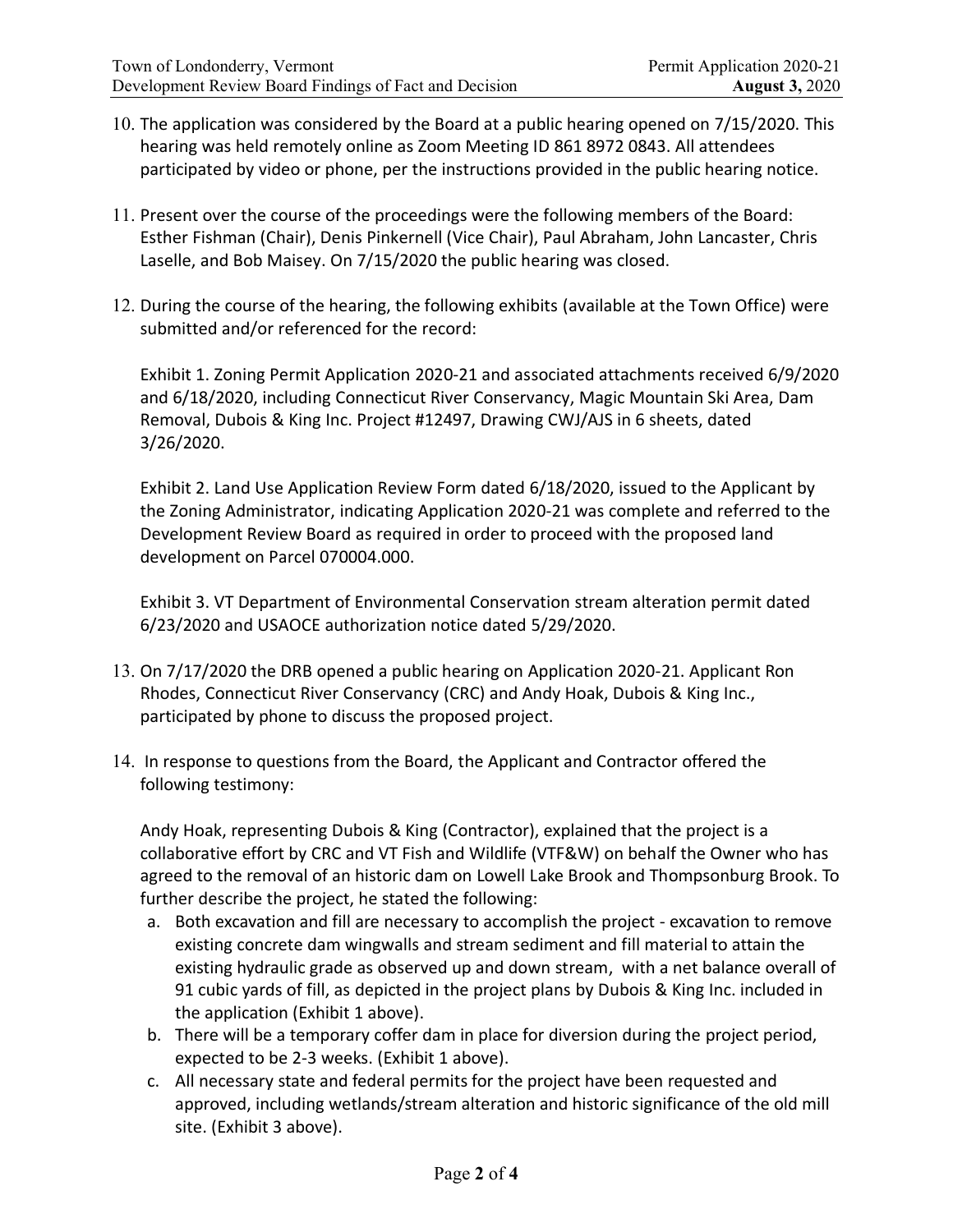10. The application was considered by the Board at a public hearing opened on 7/15/2020. This hearing was held remotely online as Zoom Meeting ID 861 8972 0843. All attendees participated by video or phone, per the instructions provided in the public hearing notice.

11. Present over the course of the proceedings were the following members of the Board: Esther Fishman (Chair), Denis Pinkernell (Vice Chair), Paul Abraham, John Lancaster, Chris Laselle, and Bob Maisey. On 7/15/2020 the public hearing was closed.

12. During the course of the hearing, the following exhibits (available at the Town Office) were submitted and/or referenced for the record:

    Exhibit 1. Zoning Permit Application 2020-21 and associated attachments received 6/9/2020 and 6/18/2020, including Connecticut River Conservancy, Magic Mountain Ski Area, Dam Removal, Dubois & King Inc. Project #12497, Drawing CWJ/AJS in 6 sheets, dated 3/26/2020.

    Exhibit 2. Land Use Application Review Form dated 6/18/2020, issued to the Applicant by the Zoning Administrator, indicating Application 2020-21 was complete and referred to the Development Review Board as required in order to proceed with the proposed land development on Parcel 070004.000.

    Exhibit 3. VT Department of Environmental Conservation stream alteration permit dated 6/23/2020 and USAOCE authorization notice dated 5/29/2020.

13. On 7/17/2020 the DRB opened a public hearing on Application 2020-21. Applicant Ron Rhodes, Connecticut River Conservancy (CRC) and Andy Hoak, Dubois & King Inc., participated by phone to discuss the proposed project.

14. In response to questions from the Board, the Applicant and Contractor offered the following testimony:

    Andy Hoak, representing Dubois & King (Contractor), explained that the project is a collaborative effort by CRC and VT Fish and Wildlife (VTF&W) on behalf the Owner who has agreed to the removal of an historic dam on Lowell Lake Brook and Thompsonburg Brook. To further describe the project, he stated the following:

    a. Both excavation and fill are necessary to accomplish the project - excavation to remove existing concrete dam wingwalls and stream sediment and fill material to attain the existing hydraulic grade as observed up and down stream, with a net balance overall of 91 cubic yards of fill, as depicted in the project plans by Dubois & King Inc. included in the application (Exhibit 1 above).
    b. There will be a temporary coffer dam in place for diversion during the project period, expected to be 2-3 weeks. (Exhibit 1 above).
    c. All necessary state and federal permits for the project have been requested and approved, including wetlands/stream alteration and historic significance of the old mill site. (Exhibit 3 above).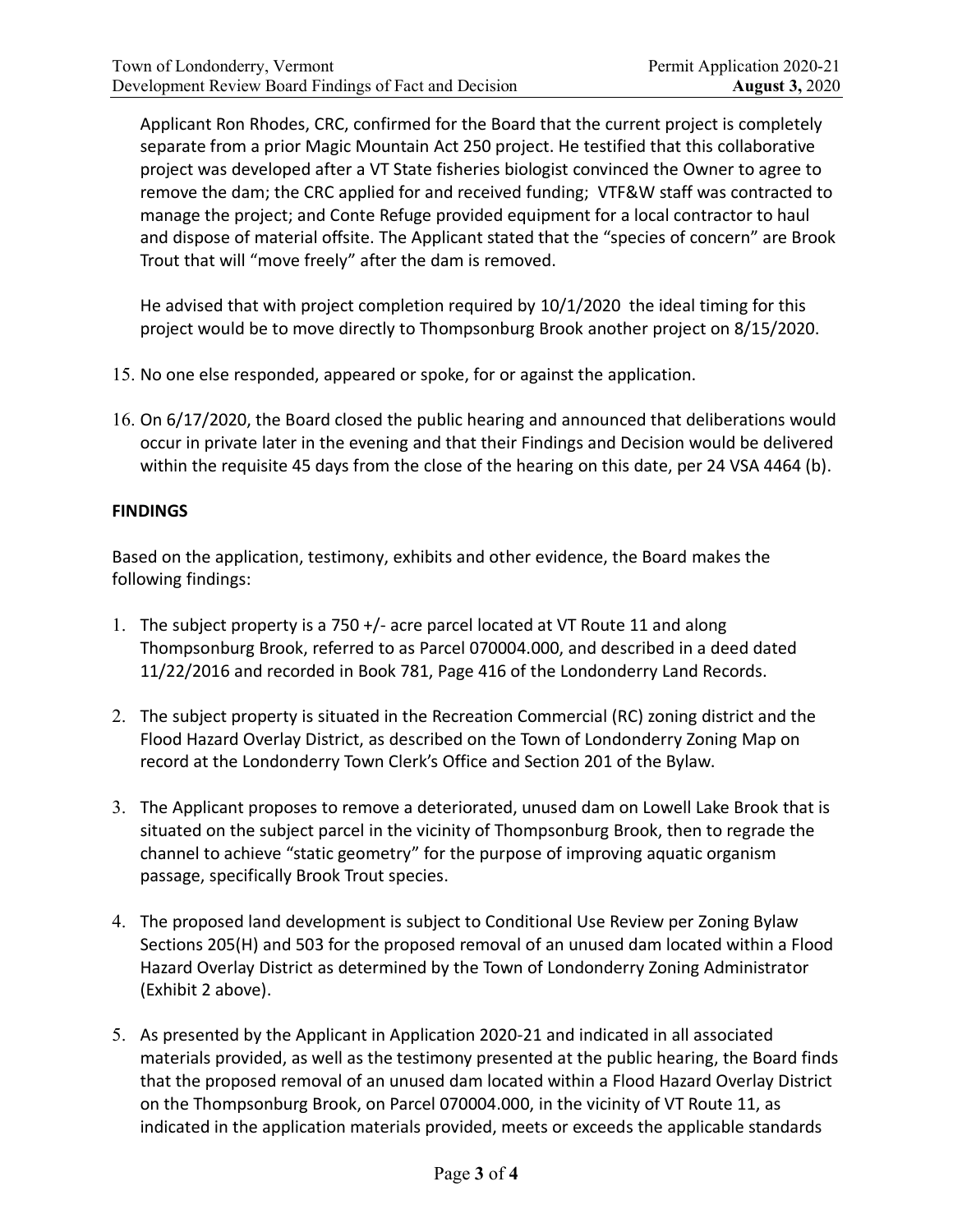Applicant Ron Rhodes, CRC, confirmed for the Board that the current project is completely separate from a prior Magic Mountain Act 250 project. He testified that this collaborative project was developed after a VT State fisheries biologist convinced the Owner to agree to remove the dam; the CRC applied for and received funding; VTF&W staff was contracted to manage the project; and Conte Refuge provided equipment for a local contractor to haul and dispose of material offsite. The Applicant stated that the "species of concern" are Brook Trout that will "move freely" after the dam is removed.

He advised that with project completion required by 10/1/2020 the ideal timing for this project would be to move directly to Thompsonburg Brook another project on 8/15/2020.

15. No one else responded, appeared or spoke, for or against the application.
16. On 6/17/2020, the Board closed the public hearing and announced that deliberations would occur in private later in the evening and that their Findings and Decision would be delivered within the requisite 45 days from the close of the hearing on this date, per 24 VSA 4464 (b).

**FINDINGS**

Based on the application, testimony, exhibits and other evidence, the Board makes the following findings:

1. The subject property is a 750 +/- acre parcel located at VT Route 11 and along Thompsonburg Brook, referred to as Parcel 070004.000, and described in a deed dated 11/22/2016 and recorded in Book 781, Page 416 of the Londonderry Land Records.
2. The subject property is situated in the Recreation Commercial (RC) zoning district and the Flood Hazard Overlay District, as described on the Town of Londonderry Zoning Map on record at the Londonderry Town Clerk's Office and Section 201 of the Bylaw.
3. The Applicant proposes to remove a deteriorated, unused dam on Lowell Lake Brook that is situated on the subject parcel in the vicinity of Thompsonburg Brook, then to regrade the channel to achieve "static geometry" for the purpose of improving aquatic organism passage, specifically Brook Trout species.
4. The proposed land development is subject to Conditional Use Review per Zoning Bylaw Sections 205(H) and 503 for the proposed removal of an unused dam located within a Flood Hazard Overlay District as determined by the Town of Londonderry Zoning Administrator (Exhibit 2 above).
5. As presented by the Applicant in Application 2020-21 and indicated in all associated materials provided, as well as the testimony presented at the public hearing, the Board finds that the proposed removal of an unused dam located within a Flood Hazard Overlay District on the Thompsonburg Brook, on Parcel 070004.000, in the vicinity of VT Route 11, as indicated in the application materials provided, meets or exceeds the applicable standards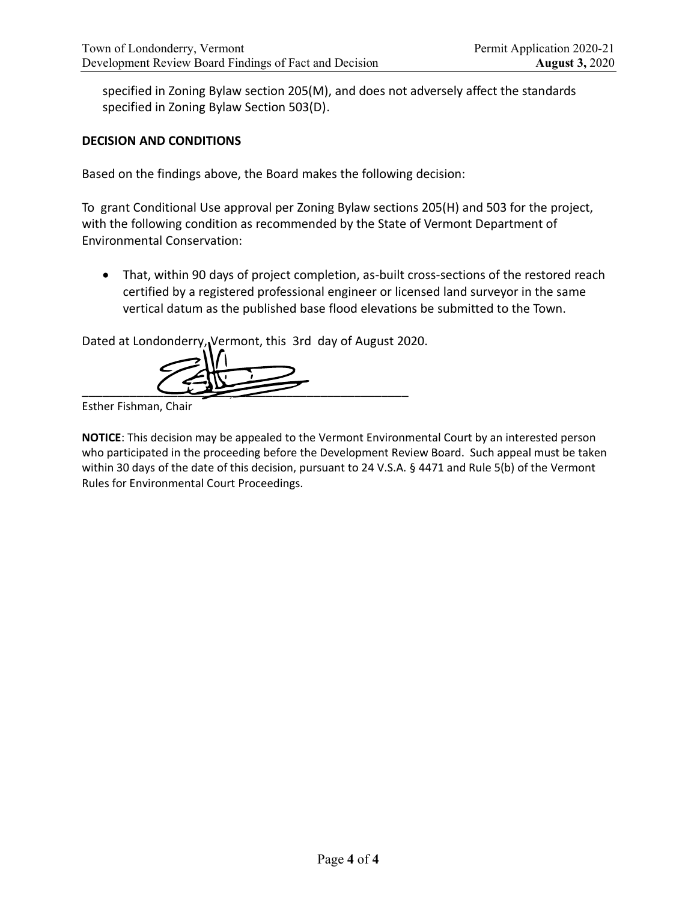specified in Zoning Bylaw section 205(M), and does not adversely affect the standards specified in Zoning Bylaw Section 503(D).

**DECISION AND CONDITIONS**

Based on the findings above, the Board makes the following decision:

To grant Conditional Use approval per Zoning Bylaw sections 205(H) and 503 for the project, with the following condition as recommended by the State of Vermont Department of Environmental Conservation:

- That, within 90 days of project completion, as-built cross-sections of the restored reach certified by a registered professional engineer or licensed land surveyor in the same vertical datum as the published base flood elevations be submitted to the Town.

Dated at Londonderry, Vermont, this 3rd day of August 2020.

\_\_\_\_\_\_\_\_\_\_\_\_\_\_\_\_\_\_\_\_\_\_\_\_\_\_\_\_\_\_\_\_\_\_\_\_\_\_\_\_\_\_\_\_\_\_\_\_

Esther Fishman, Chair

**NOTICE**: This decision may be appealed to the Vermont Environmental Court by an interested person who participated in the proceeding before the Development Review Board. Such appeal must be taken within 30 days of the date of this decision, pursuant to 24 V.S.A. § 4471 and Rule 5(b) of the Vermont Rules for Environmental Court Proceedings.